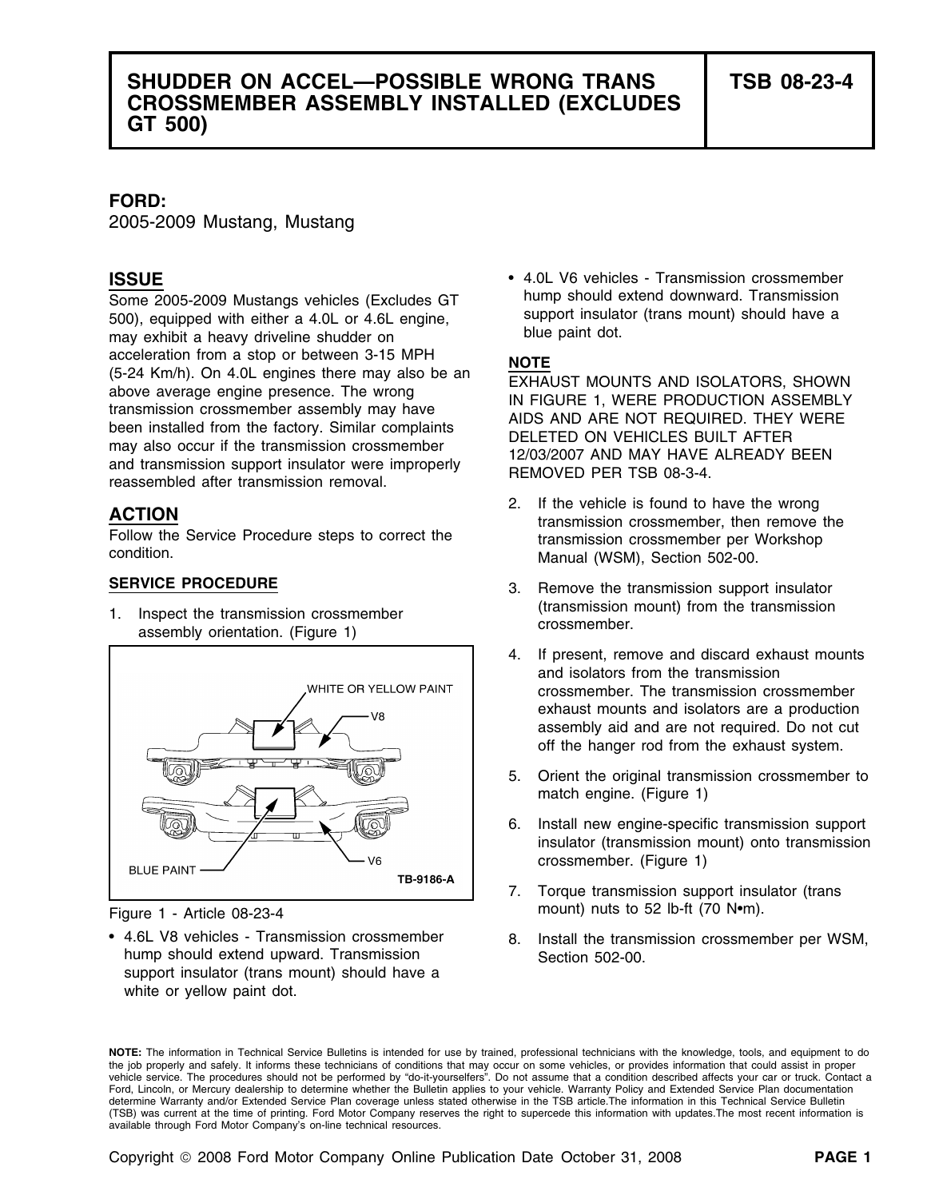# SHUDDER ON ACCEL—POSSIBLE WRONG TRANS CROSSMEMBER ASSEMBLY INSTALLED (EXCLUDES GT 500)

**TSB 08-23-4**

**FORD:**
2005-2009 Mustang, Mustang

## ISSUE

Some 2005-2009 Mustangs vehicles (Excludes GT 500), equipped with either a 4.0L or 4.6L engine, may exhibit a heavy driveline shudder on acceleration from a stop or between 3-15 MPH (5-24 Km/h). On 4.0L engines there may also be an above average engine presence. The wrong transmission crossmember assembly may have been installed from the factory. Similar complaints may also occur if the transmission crossmember and transmission support insulator were improperly reassembled after transmission removal.

## ACTION

Follow the Service Procedure steps to correct the condition.

### SERVICE PROCEDURE

1. Inspect the transmission crossmember assembly orientation. (Figure 1)

WHITE OR YELLOW PAINT
V8
BLUE PAINT
V6
TB-9186-A

Figure 1 - Article 08-23-4

- 4.6L V8 vehicles - Transmission crossmember hump should extend upward. Transmission support insulator (trans mount) should have a white or yellow paint dot.
- 4.0L V6 vehicles - Transmission crossmember hump should extend downward. Transmission support insulator (trans mount) should have a blue paint dot.

**NOTE**
EXHAUST MOUNTS AND ISOLATORS, SHOWN IN FIGURE 1, WERE PRODUCTION ASSEMBLY AIDS AND ARE NOT REQUIRED. THEY WERE DELETED ON VEHICLES BUILT AFTER 12/03/2007 AND MAY HAVE ALREADY BEEN REMOVED PER TSB 08-3-4.

2. If the vehicle is found to have the wrong transmission crossmember, then remove the transmission crossmember per Workshop Manual (WSM), Section 502-00.
3. Remove the transmission support insulator (transmission mount) from the transmission crossmember.
4. If present, remove and discard exhaust mounts and isolators from the transmission crossmember. The transmission crossmember exhaust mounts and isolators are a production assembly aid and are not required. Do not cut off the hanger rod from the exhaust system.
5. Orient the original transmission crossmember to match engine. (Figure 1)
6. Install new engine-specific transmission support insulator (transmission mount) onto transmission crossmember. (Figure 1)
7. Torque transmission support insulator (trans mount) nuts to 52 lb-ft (70 N•m).
8. Install the transmission crossmember per WSM, Section 502-00.

**NOTE:** The information in Technical Service Bulletins is intended for use by trained, professional technicians with the knowledge, tools, and equipment to do the job properly and safely. It informs these technicians of conditions that may occur on some vehicles, or provides information that could assist in proper vehicle service. The procedures should not be performed by "do-it-yourselfers". Do not assume that a condition described affects your car or truck. Contact a Ford, Lincoln, or Mercury dealership to determine whether the Bulletin applies to your vehicle. Warranty Policy and Extended Service Plan documentation determine Warranty and/or Extended Service Plan coverage unless stated otherwise in the TSB article.The information in this Technical Service Bulletin (TSB) was current at the time of printing. Ford Motor Company reserves the right to supercede this information with updates.The most recent information is available through Ford Motor Company's on-line technical resources.

Copyright © 2008 Ford Motor Company Online Publication Date October 31, 2008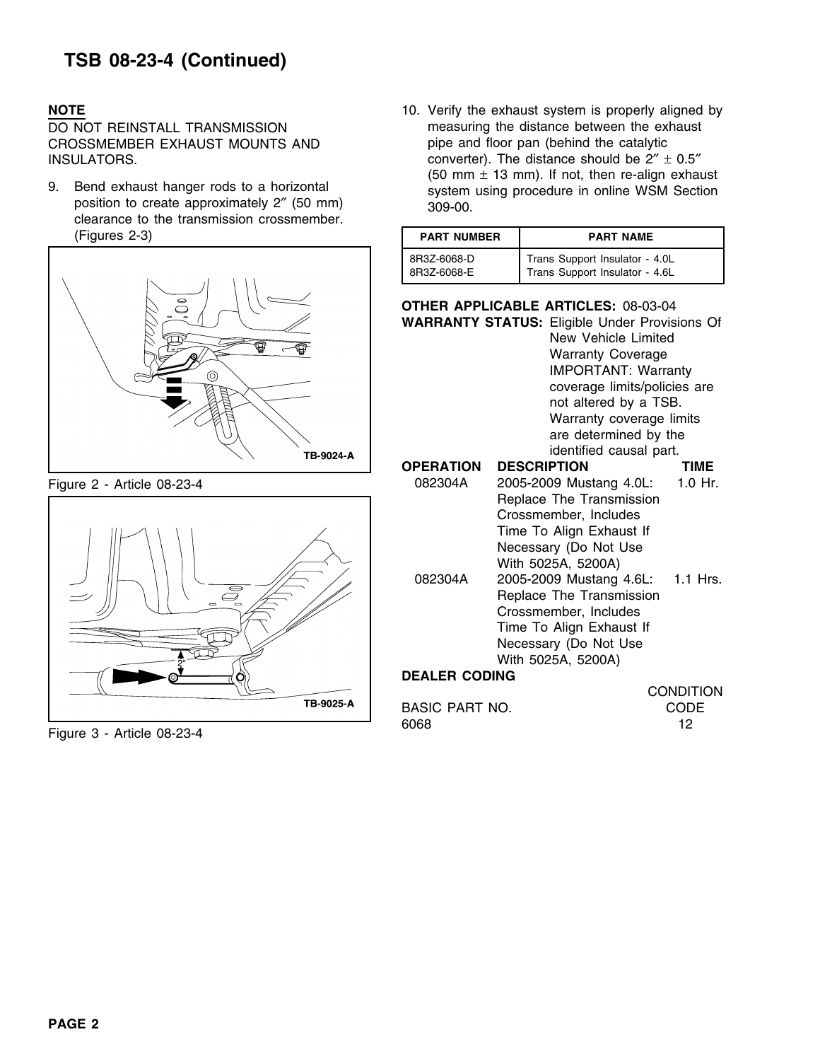# TSB 08-23-4 (Continued)

**NOTE**

DO NOT REINSTALL TRANSMISSION CROSSMEMBER EXHAUST MOUNTS AND INSULATORS.

9. Bend exhaust hanger rods to a horizontal position to create approximately 2″ (50 mm) clearance to the transmission crossmember. (Figures 2-3)

TB-9024-A

Figure 2 - Article 08-23-4

2"

TB-9025-A

Figure 3 - Article 08-23-4

10. Verify the exhaust system is properly aligned by measuring the distance between the exhaust pipe and floor pan (behind the catalytic converter). The distance should be 2″ ± 0.5″ (50 mm ± 13 mm). If not, then re-align exhaust system using procedure in online WSM Section 309-00.

| PART NUMBER | PART NAME |
|---|---|
| 8R3Z-6068-D | Trans Support Insulator - 4.0L |
| 8R3Z-6068-E | Trans Support Insulator - 4.6L |

**OTHER APPLICABLE ARTICLES:** 08-03-04

**WARRANTY STATUS:** Eligible Under Provisions Of New Vehicle Limited Warranty Coverage
IMPORTANT: Warranty coverage limits/policies are not altered by a TSB. Warranty coverage limits are determined by the identified causal part.

| OPERATION | DESCRIPTION | TIME |
|---|---|---|
| 082304A | 2005-2009 Mustang 4.0L: Replace The Transmission Crossmember, Includes Time To Align Exhaust If Necessary (Do Not Use With 5025A, 5200A) | 1.0 Hr. |
| 082304A | 2005-2009 Mustang 4.6L: Replace The Transmission Crossmember, Includes Time To Align Exhaust If Necessary (Do Not Use With 5025A, 5200A) | 1.1 Hrs. |

**DEALER CODING**

| BASIC PART NO. | CONDITION CODE |
|---|---|
| 6068 | 12 |